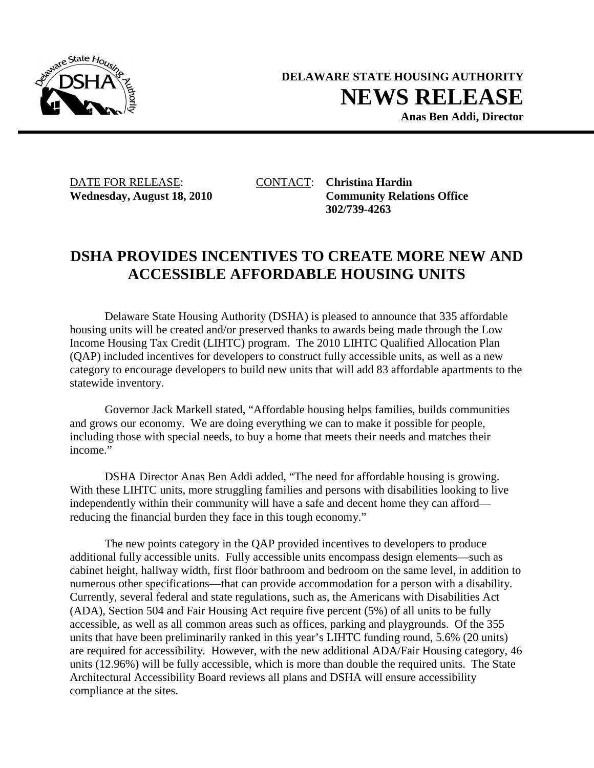**DELAWARE STATE HOUSING AUTHORITY**

# NEWS RELEASE

**Anas Ben Addi, Director**

DATE FOR RELEASE:
**Wednesday, August 18, 2010**

CONTACT: **Christina Hardin**
**Community Relations Office**
**302/739-4263**

## DSHA PROVIDES INCENTIVES TO CREATE MORE NEW AND ACCESSIBLE AFFORDABLE HOUSING UNITS

Delaware State Housing Authority (DSHA) is pleased to announce that 335 affordable housing units will be created and/or preserved thanks to awards being made through the Low Income Housing Tax Credit (LIHTC) program. The 2010 LIHTC Qualified Allocation Plan (QAP) included incentives for developers to construct fully accessible units, as well as a new category to encourage developers to build new units that will add 83 affordable apartments to the statewide inventory.

Governor Jack Markell stated, "Affordable housing helps families, builds communities and grows our economy. We are doing everything we can to make it possible for people, including those with special needs, to buy a home that meets their needs and matches their income."

DSHA Director Anas Ben Addi added, "The need for affordable housing is growing. With these LIHTC units, more struggling families and persons with disabilities looking to live independently within their community will have a safe and decent home they can afford—reducing the financial burden they face in this tough economy."

The new points category in the QAP provided incentives to developers to produce additional fully accessible units. Fully accessible units encompass design elements—such as cabinet height, hallway width, first floor bathroom and bedroom on the same level, in addition to numerous other specifications—that can provide accommodation for a person with a disability. Currently, several federal and state regulations, such as, the Americans with Disabilities Act (ADA), Section 504 and Fair Housing Act require five percent (5%) of all units to be fully accessible, as well as all common areas such as offices, parking and playgrounds. Of the 355 units that have been preliminarily ranked in this year's LIHTC funding round, 5.6% (20 units) are required for accessibility. However, with the new additional ADA/Fair Housing category, 46 units (12.96%) will be fully accessible, which is more than double the required units. The State Architectural Accessibility Board reviews all plans and DSHA will ensure accessibility compliance at the sites.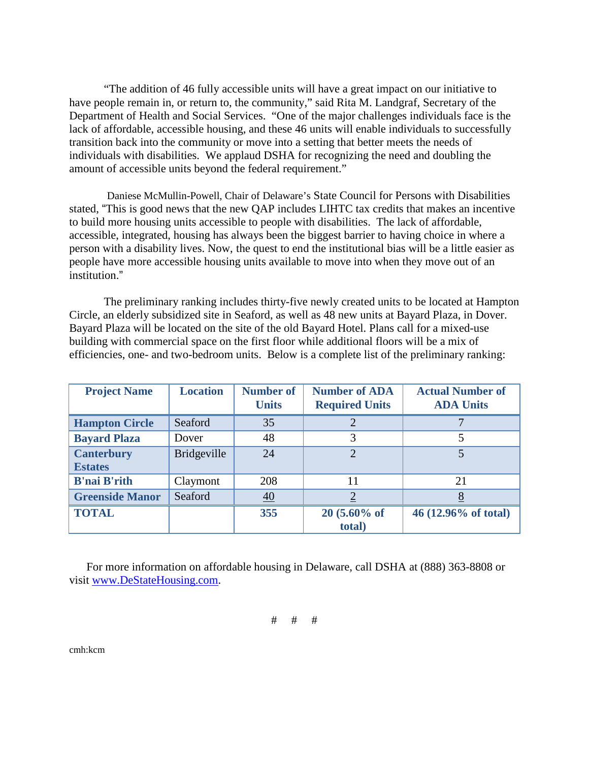"The addition of 46 fully accessible units will have a great impact on our initiative to have people remain in, or return to, the community," said Rita M. Landgraf, Secretary of the Department of Health and Social Services. "One of the major challenges individuals face is the lack of affordable, accessible housing, and these 46 units will enable individuals to successfully transition back into the community or move into a setting that better meets the needs of individuals with disabilities. We applaud DSHA for recognizing the need and doubling the amount of accessible units beyond the federal requirement."

Daniese McMullin-Powell, Chair of Delaware's State Council for Persons with Disabilities stated, "This is good news that the new QAP includes LIHTC tax credits that makes an incentive to build more housing units accessible to people with disabilities. The lack of affordable, accessible, integrated, housing has always been the biggest barrier to having choice in where a person with a disability lives. Now, the quest to end the institutional bias will be a little easier as people have more accessible housing units available to move into when they move out of an institution."

The preliminary ranking includes thirty-five newly created units to be located at Hampton Circle, an elderly subsidized site in Seaford, as well as 48 new units at Bayard Plaza, in Dover. Bayard Plaza will be located on the site of the old Bayard Hotel. Plans call for a mixed-use building with commercial space on the first floor while additional floors will be a mix of efficiencies, one- and two-bedroom units. Below is a complete list of the preliminary ranking:

| Project Name | Location | Number of Units | Number of ADA Required Units | Actual Number of ADA Units |
|---|---|---|---|---|
| **Hampton Circle** | Seaford | 35 | 2 | 7 |
| **Bayard Plaza** | Dover | 48 | 3 | 5 |
| **Canterbury Estates** | Bridgeville | 24 | 2 | 5 |
| **B'nai B'rith** | Claymont | 208 | 11 | 21 |
| **Greenside Manor** | Seaford | 40 | 2 | 8 |
| **TOTAL** | | **355** | **20 (5.60% of total)** | **46 (12.96% of total)** |

For more information on affordable housing in Delaware, call DSHA at (888) 363-8808 or visit www.DeStateHousing.com.

# # #

cmh:kcm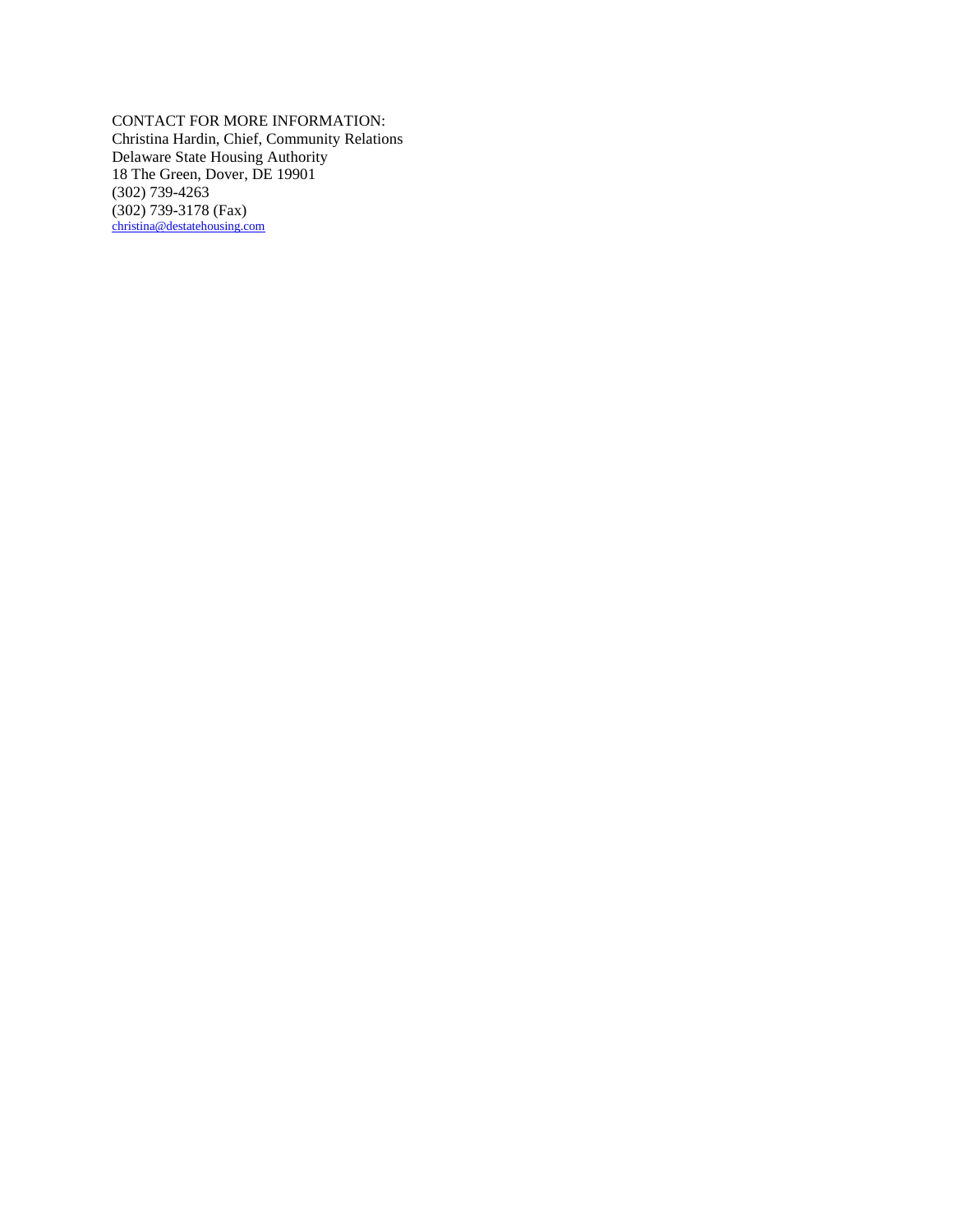CONTACT FOR MORE INFORMATION:
Christina Hardin, Chief, Community Relations
Delaware State Housing Authority
18 The Green, Dover, DE 19901
(302) 739-4263
(302) 739-3178 (Fax)
christina@destatehousing.com